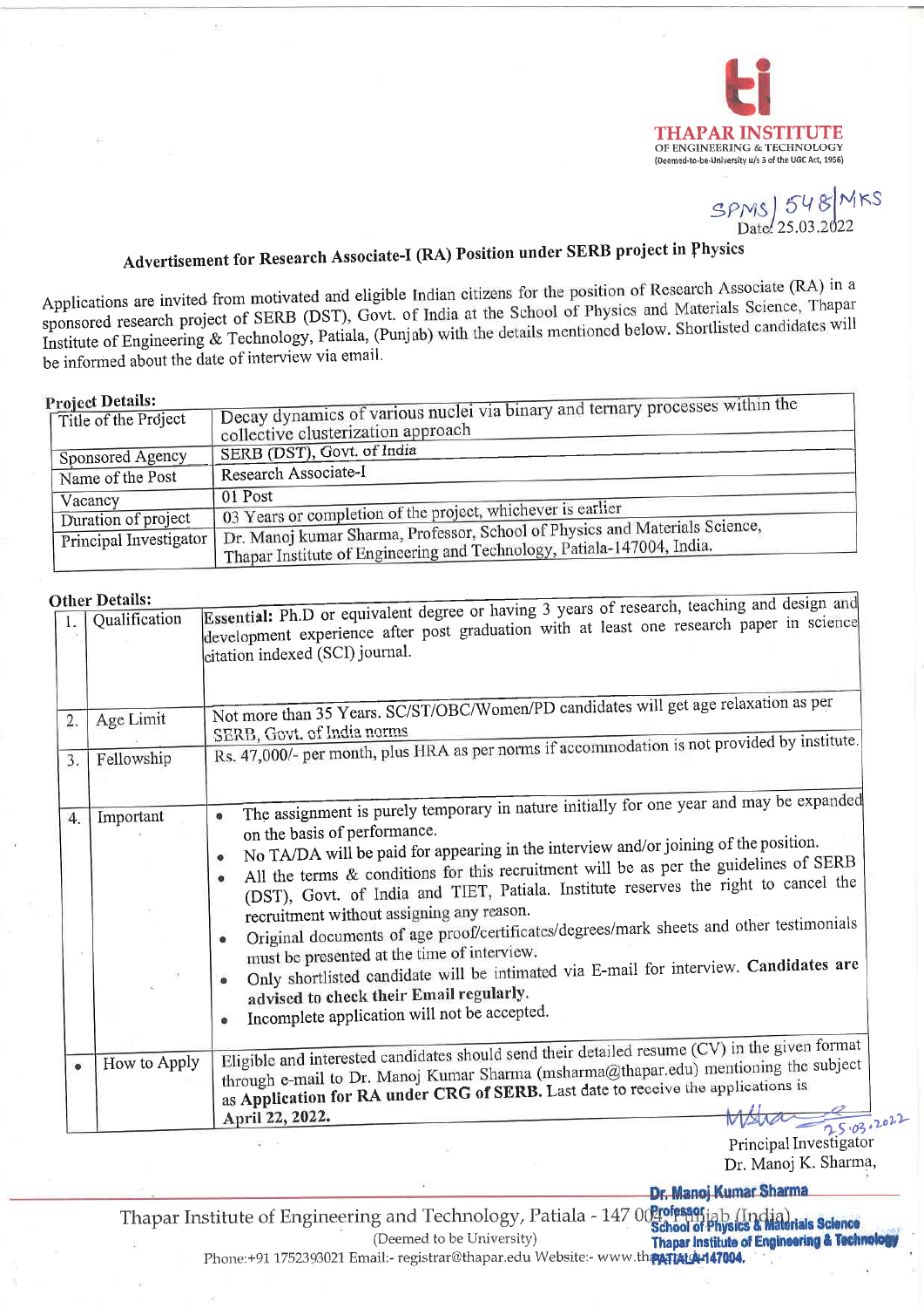**THAPAR INSTITUTE**
OF ENGINEERING & TECHNOLOGY
(Deemed-to-be-University u/s 3 of the UGC Act, 1956)

SPMS| 548|MKS
Date: 25.03.2022

## Advertisement for Research Associate-I (RA) Position under SERB project in Physics

Applications are invited from motivated and eligible Indian citizens for the position of Research Associate (RA) in a sponsored research project of SERB (DST), Govt. of India at the School of Physics and Materials Science, Thapar Institute of Engineering & Technology, Patiala, (Punjab) with the details mentioned below. Shortlisted candidates will be informed about the date of interview via email.

**Project Details:**

| | |
|---|---|
| Title of the Project | Decay dynamics of various nuclei via binary and ternary processes within the collective clusterization approach |
| Sponsored Agency | SERB (DST), Govt. of India |
| Name of the Post | Research Associate-I |
| Vacancy | 01 Post |
| Duration of project | 03 Years or completion of the project, whichever is earlier |
| Principal Investigator | Dr. Manoj kumar Sharma, Professor, School of Physics and Materials Science, Thapar Institute of Engineering and Technology, Patiala-147004, India. |

**Other Details:**

| | | |
|---|---|---|
| 1. | Qualification | **Essential:** Ph.D or equivalent degree or having 3 years of research, teaching and design and development experience after post graduation with at least one research paper in science citation indexed (SCI) journal. |
| 2. | Age Limit | Not more than 35 Years. SC/ST/OBC/Women/PD candidates will get age relaxation as per SERB, Govt. of India norms |
| 3. | Fellowship | Rs. 47,000/- per month, plus HRA as per norms if accommodation is not provided by institute. |
| 4. | Important | • The assignment is purely temporary in nature initially for one year and may be expanded on the basis of performance.<br>• No TA/DA will be paid for appearing in the interview and/or joining of the position.<br>• All the terms & conditions for this recruitment will be as per the guidelines of SERB (DST), Govt. of India and TIET, Patiala. Institute reserves the right to cancel the recruitment without assigning any reason.<br>• Original documents of age proof/certificates/degrees/mark sheets and other testimonials must be presented at the time of interview.<br>• Only shortlisted candidate will be intimated via E-mail for interview. **Candidates are advised to check their Email regularly.**<br>• Incomplete application will not be accepted. |
| • | How to Apply | Eligible and interested candidates should send their detailed resume (CV) in the given format through e-mail to Dr. Manoj Kumar Sharma (msharma@thapar.edu) mentioning the subject as **Application for RA under CRG of SERB.** Last date to receive the applications is **April 22, 2022.** |

25.03.2022

Principal Investigator
Dr. Manoj K. Sharma,

Dr. Manoj Kumar Sharma
Professor
School of Physics & Materials Science
Thapar Institute of Engineering & Technology
PATIALA-147004.

Thapar Institute of Engineering and Technology, Patiala - 147 004, Punjab (India)
(Deemed to be University)
Phone:+91 1752393021 Email:- registrar@thapar.edu Website:- www.thapar.edu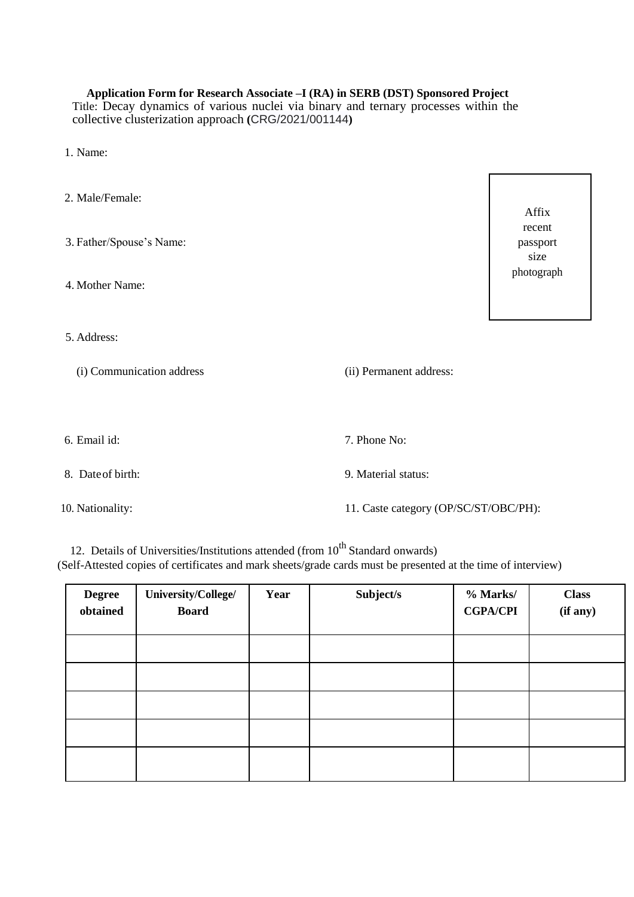**Application Form for Research Associate –I (RA) in SERB (DST) Sponsored Project**

Title: Decay dynamics of various nuclei via binary and ternary processes within the collective clusterization approach **(**CRG/2021/001144**)**

1. Name:

2. Male/Female:

3. Father/Spouse's Name:

4. Mother Name:

Affix recent passport size photograph

5. Address:

(i) Communication address

(ii) Permanent address:

6. Email id:

7. Phone No:

8. Date of birth:

9. Material status:

10. Nationality:

11. Caste category (OP/SC/ST/OBC/PH):

12. Details of Universities/Institutions attended (from 10th Standard onwards)

(Self-Attested copies of certificates and mark sheets/grade cards must be presented at the time of interview)

| **Degree obtained** | **University/College/ Board** | **Year** | **Subject/s** | **% Marks/ CGPA/CPI** | **Class (if any)** |
|---|---|---|---|---|---|
| | | | | | |
| | | | | | |
| | | | | | |
| | | | | | |
| | | | | | |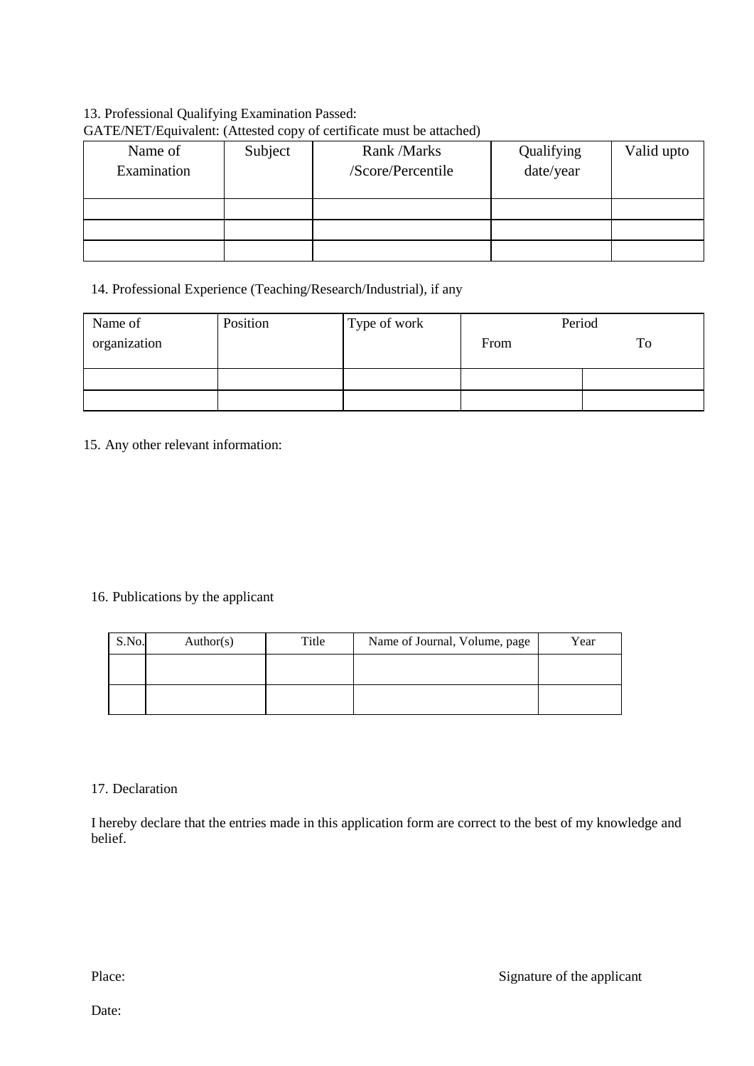13. Professional Qualifying Examination Passed:

GATE/NET/Equivalent: (Attested copy of certificate must be attached)

| Name of Examination | Subject | Rank /Marks /Score/Percentile | Qualifying date/year | Valid upto |
|---|---|---|---|---|
| | | | | |
| | | | | |
| | | | | |

14. Professional Experience (Teaching/Research/Industrial), if any

| Name of organization | Position | Type of work | Period | |
|---|---|---|---|---|
| | | | From | To |
| | | | | |
| | | | | |

15. Any other relevant information:

16. Publications by the applicant

| S.No. | Author(s) | Title | Name of Journal, Volume, page | Year |
|---|---|---|---|---|
| | | | | |
| | | | | |

17. Declaration

I hereby declare that the entries made in this application form are correct to the best of my knowledge and belief.

Place: Signature of the applicant

Date: